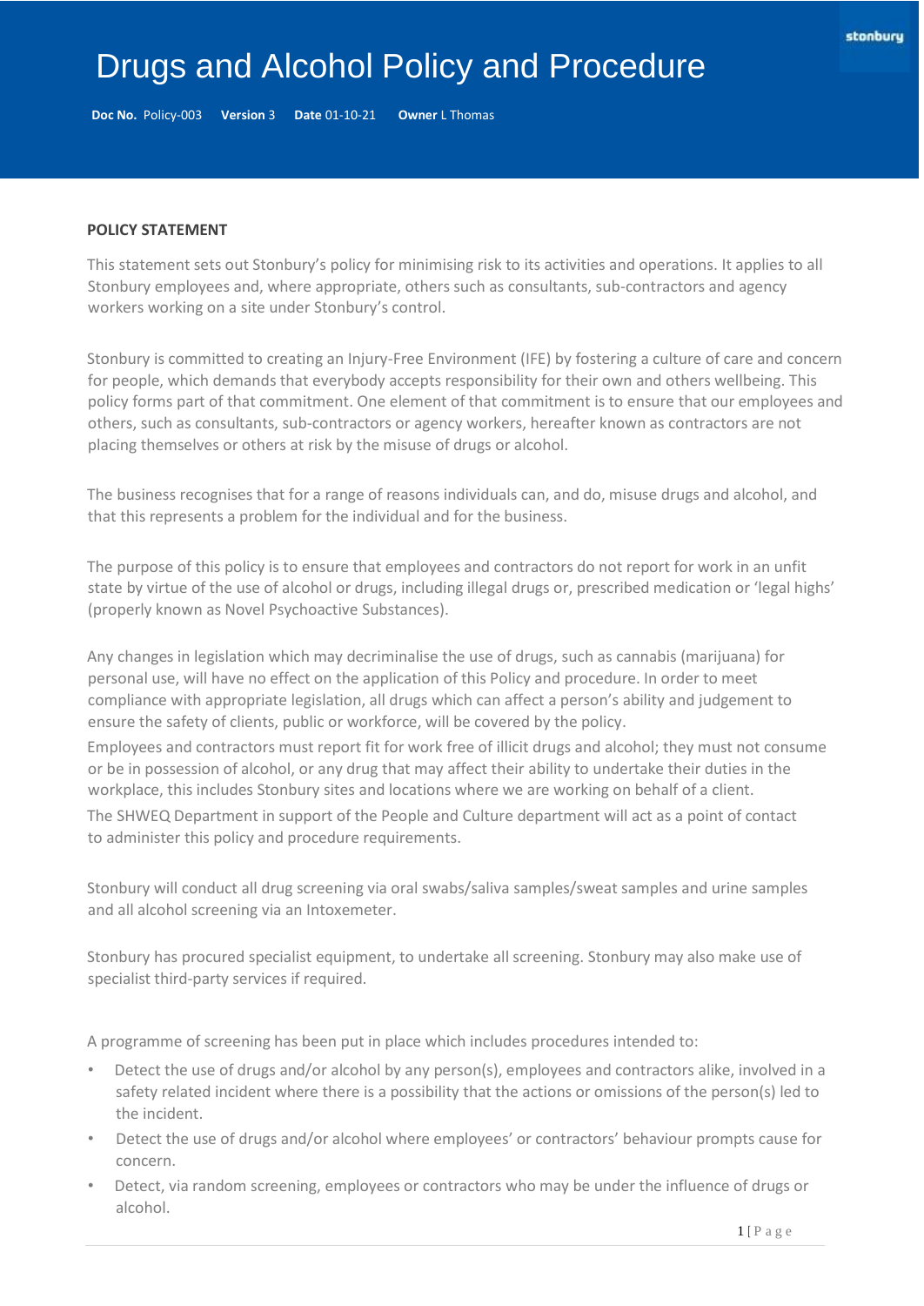# Drugs and Alcohol Policy and Procedure

**Doc No.** Policy-003 **Version** 3 **Date** 01-10-21 **Owner** L Thomas

**POLICY STATEMENT**

This statement sets out Stonbury's policy for minimising risk to its activities and operations. It applies to all Stonbury employees and, where appropriate, others such as consultants, sub-contractors and agency workers working on a site under Stonbury's control.

Stonbury is committed to creating an Injury-Free Environment (IFE) by fostering a culture of care and concern for people, which demands that everybody accepts responsibility for their own and others wellbeing. This policy forms part of that commitment. One element of that commitment is to ensure that our employees and others, such as consultants, sub-contractors or agency workers, hereafter known as contractors are not placing themselves or others at risk by the misuse of drugs or alcohol.

The business recognises that for a range of reasons individuals can, and do, misuse drugs and alcohol, and that this represents a problem for the individual and for the business.

The purpose of this policy is to ensure that employees and contractors do not report for work in an unfit state by virtue of the use of alcohol or drugs, including illegal drugs or, prescribed medication or 'legal highs' (properly known as Novel Psychoactive Substances).

Any changes in legislation which may decriminalise the use of drugs, such as cannabis (marijuana) for personal use, will have no effect on the application of this Policy and procedure. In order to meet compliance with appropriate legislation, all drugs which can affect a person's ability and judgement to ensure the safety of clients, public or workforce, will be covered by the policy.

Employees and contractors must report fit for work free of illicit drugs and alcohol; they must not consume or be in possession of alcohol, or any drug that may affect their ability to undertake their duties in the workplace, this includes Stonbury sites and locations where we are working on behalf of a client.

The SHWEQ Department in support of the People and Culture department will act as a point of contact to administer this policy and procedure requirements.

Stonbury will conduct all drug screening via oral swabs/saliva samples/sweat samples and urine samples and all alcohol screening via an Intoxemeter.

Stonbury has procured specialist equipment, to undertake all screening. Stonbury may also make use of specialist third-party services if required.

A programme of screening has been put in place which includes procedures intended to:

- Detect the use of drugs and/or alcohol by any person(s), employees and contractors alike, involved in a safety related incident where there is a possibility that the actions or omissions of the person(s) led to the incident.
- Detect the use of drugs and/or alcohol where employees' or contractors' behaviour prompts cause for concern.
- Detect, via random screening, employees or contractors who may be under the influence of drugs or alcohol.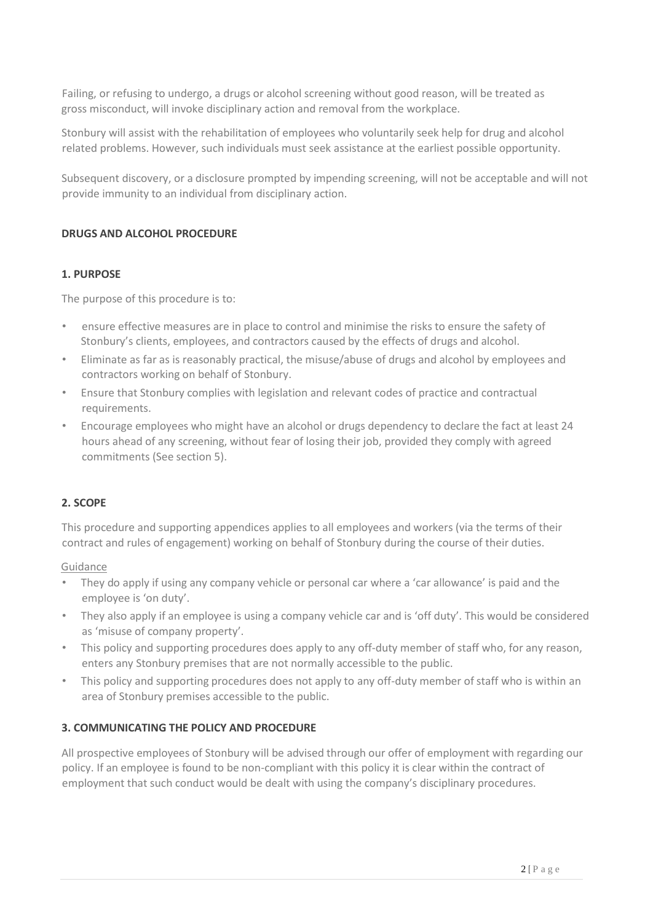Failing, or refusing to undergo, a drugs or alcohol screening without good reason, will be treated as gross misconduct, will invoke disciplinary action and removal from the workplace.

Stonbury will assist with the rehabilitation of employees who voluntarily seek help for drug and alcohol related problems. However, such individuals must seek assistance at the earliest possible opportunity.

Subsequent discovery, or a disclosure prompted by impending screening, will not be acceptable and will not provide immunity to an individual from disciplinary action.

## DRUGS AND ALCOHOL PROCEDURE

### 1. PURPOSE

The purpose of this procedure is to:

- ensure effective measures are in place to control and minimise the risks to ensure the safety of Stonbury's clients, employees, and contractors caused by the effects of drugs and alcohol.
- Eliminate as far as is reasonably practical, the misuse/abuse of drugs and alcohol by employees and contractors working on behalf of Stonbury.
- Ensure that Stonbury complies with legislation and relevant codes of practice and contractual requirements.
- Encourage employees who might have an alcohol or drugs dependency to declare the fact at least 24 hours ahead of any screening, without fear of losing their job, provided they comply with agreed commitments (See section 5).

### 2. SCOPE

This procedure and supporting appendices applies to all employees and workers (via the terms of their contract and rules of engagement) working on behalf of Stonbury during the course of their duties.

<u>Guidance</u>

- They do apply if using any company vehicle or personal car where a 'car allowance' is paid and the employee is 'on duty'.
- They also apply if an employee is using a company vehicle car and is 'off duty'. This would be considered as 'misuse of company property'.
- This policy and supporting procedures does apply to any off-duty member of staff who, for any reason, enters any Stonbury premises that are not normally accessible to the public.
- This policy and supporting procedures does not apply to any off-duty member of staff who is within an area of Stonbury premises accessible to the public.

### 3. COMMUNICATING THE POLICY AND PROCEDURE

All prospective employees of Stonbury will be advised through our offer of employment with regarding our policy. If an employee is found to be non-compliant with this policy it is clear within the contract of employment that such conduct would be dealt with using the company's disciplinary procedures.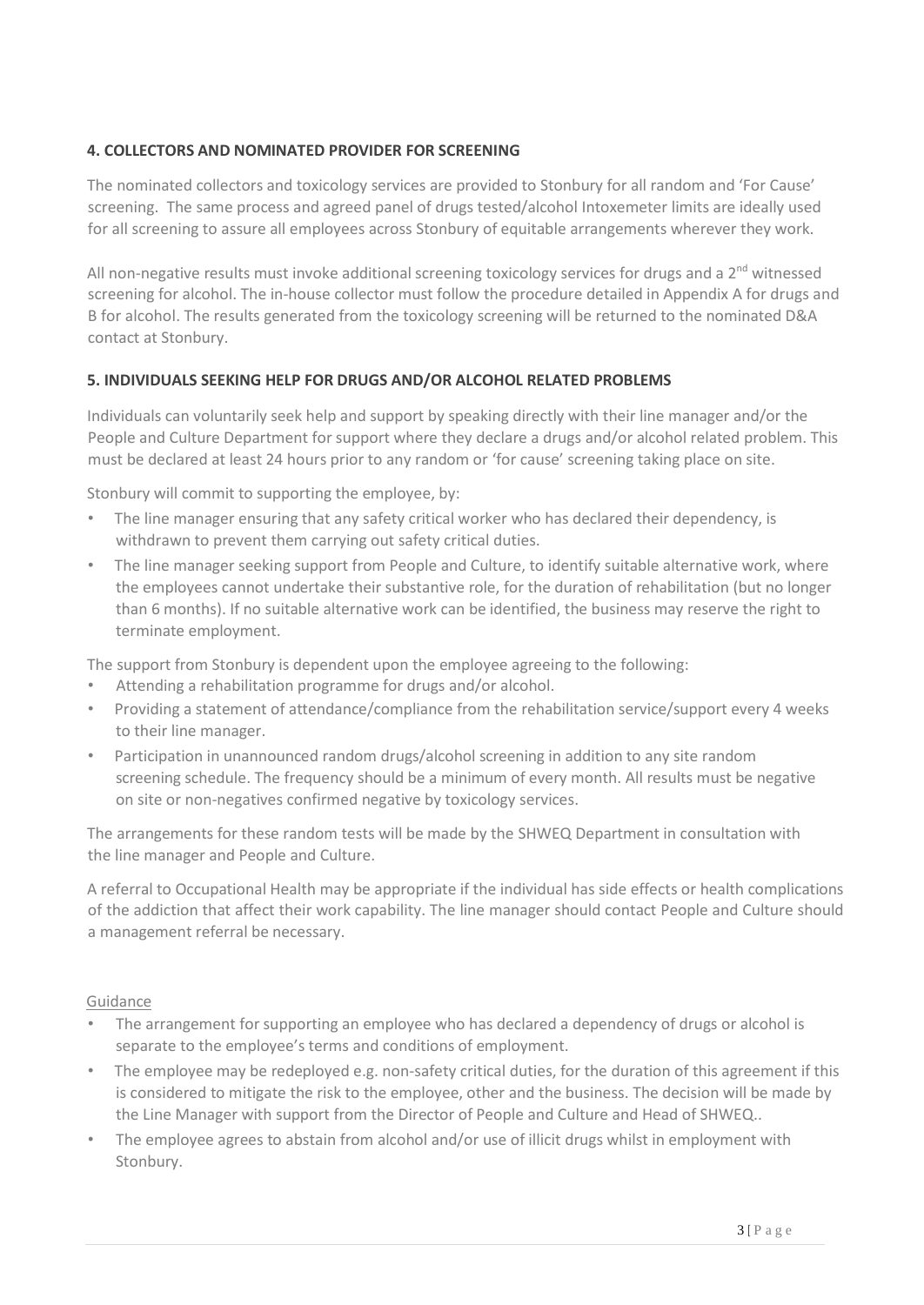## 4. COLLECTORS AND NOMINATED PROVIDER FOR SCREENING

The nominated collectors and toxicology services are provided to Stonbury for all random and 'For Cause' screening. The same process and agreed panel of drugs tested/alcohol Intoxemeter limits are ideally used for all screening to assure all employees across Stonbury of equitable arrangements wherever they work.

All non-negative results must invoke additional screening toxicology services for drugs and a 2nd witnessed screening for alcohol. The in-house collector must follow the procedure detailed in Appendix A for drugs and B for alcohol. The results generated from the toxicology screening will be returned to the nominated D&A contact at Stonbury.

## 5. INDIVIDUALS SEEKING HELP FOR DRUGS AND/OR ALCOHOL RELATED PROBLEMS

Individuals can voluntarily seek help and support by speaking directly with their line manager and/or the People and Culture Department for support where they declare a drugs and/or alcohol related problem. This must be declared at least 24 hours prior to any random or 'for cause' screening taking place on site.

Stonbury will commit to supporting the employee, by:

- The line manager ensuring that any safety critical worker who has declared their dependency, is withdrawn to prevent them carrying out safety critical duties.
- The line manager seeking support from People and Culture, to identify suitable alternative work, where the employees cannot undertake their substantive role, for the duration of rehabilitation (but no longer than 6 months). If no suitable alternative work can be identified, the business may reserve the right to terminate employment.

The support from Stonbury is dependent upon the employee agreeing to the following:

- Attending a rehabilitation programme for drugs and/or alcohol.
- Providing a statement of attendance/compliance from the rehabilitation service/support every 4 weeks to their line manager.
- Participation in unannounced random drugs/alcohol screening in addition to any site random screening schedule. The frequency should be a minimum of every month. All results must be negative on site or non-negatives confirmed negative by toxicology services.

The arrangements for these random tests will be made by the SHWEQ Department in consultation with the line manager and People and Culture.

A referral to Occupational Health may be appropriate if the individual has side effects or health complications of the addiction that affect their work capability. The line manager should contact People and Culture should a management referral be necessary.

Guidance

- The arrangement for supporting an employee who has declared a dependency of drugs or alcohol is separate to the employee's terms and conditions of employment.
- The employee may be redeployed e.g. non-safety critical duties, for the duration of this agreement if this is considered to mitigate the risk to the employee, other and the business. The decision will be made by the Line Manager with support from the Director of People and Culture and Head of SHWEQ..
- The employee agrees to abstain from alcohol and/or use of illicit drugs whilst in employment with Stonbury.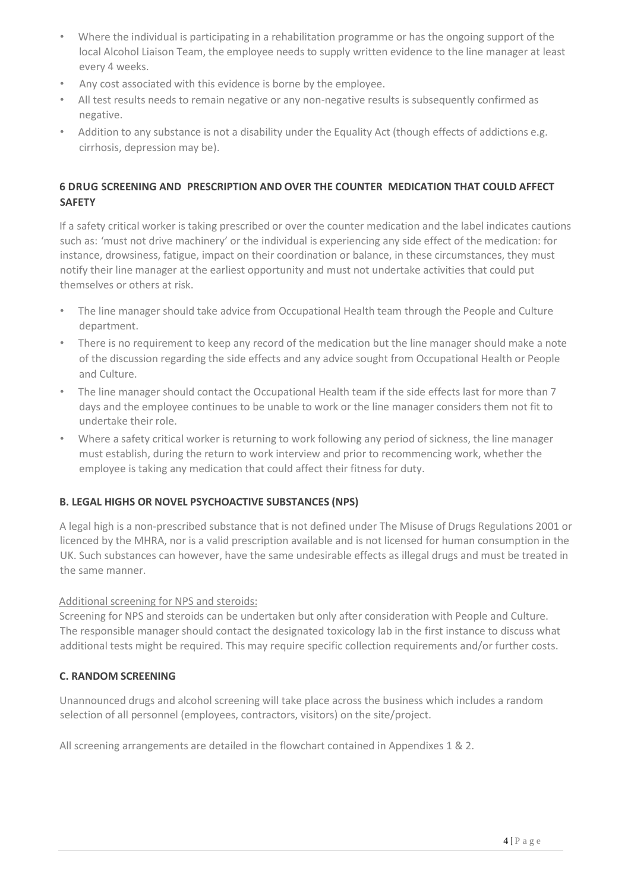- Where the individual is participating in a rehabilitation programme or has the ongoing support of the local Alcohol Liaison Team, the employee needs to supply written evidence to the line manager at least every 4 weeks.
- Any cost associated with this evidence is borne by the employee.
- All test results needs to remain negative or any non-negative results is subsequently confirmed as negative.
- Addition to any substance is not a disability under the Equality Act (though effects of addictions e.g. cirrhosis, depression may be).

**6 DRUG SCREENING AND PRESCRIPTION AND OVER THE COUNTER MEDICATION THAT COULD AFFECT SAFETY**

If a safety critical worker is taking prescribed or over the counter medication and the label indicates cautions such as: 'must not drive machinery' or the individual is experiencing any side effect of the medication: for instance, drowsiness, fatigue, impact on their coordination or balance, in these circumstances, they must notify their line manager at the earliest opportunity and must not undertake activities that could put themselves or others at risk.

- The line manager should take advice from Occupational Health team through the People and Culture department.
- There is no requirement to keep any record of the medication but the line manager should make a note of the discussion regarding the side effects and any advice sought from Occupational Health or People and Culture.
- The line manager should contact the Occupational Health team if the side effects last for more than 7 days and the employee continues to be unable to work or the line manager considers them not fit to undertake their role.
- Where a safety critical worker is returning to work following any period of sickness, the line manager must establish, during the return to work interview and prior to recommencing work, whether the employee is taking any medication that could affect their fitness for duty.

**B. LEGAL HIGHS OR NOVEL PSYCHOACTIVE SUBSTANCES (NPS)**

A legal high is a non-prescribed substance that is not defined under The Misuse of Drugs Regulations 2001 or licenced by the MHRA, nor is a valid prescription available and is not licensed for human consumption in the UK. Such substances can however, have the same undesirable effects as illegal drugs and must be treated in the same manner.

Additional screening for NPS and steroids:

Screening for NPS and steroids can be undertaken but only after consideration with People and Culture. The responsible manager should contact the designated toxicology lab in the first instance to discuss what additional tests might be required. This may require specific collection requirements and/or further costs.

**C. RANDOM SCREENING**

Unannounced drugs and alcohol screening will take place across the business which includes a random selection of all personnel (employees, contractors, visitors) on the site/project.

All screening arrangements are detailed in the flowchart contained in Appendixes 1 & 2.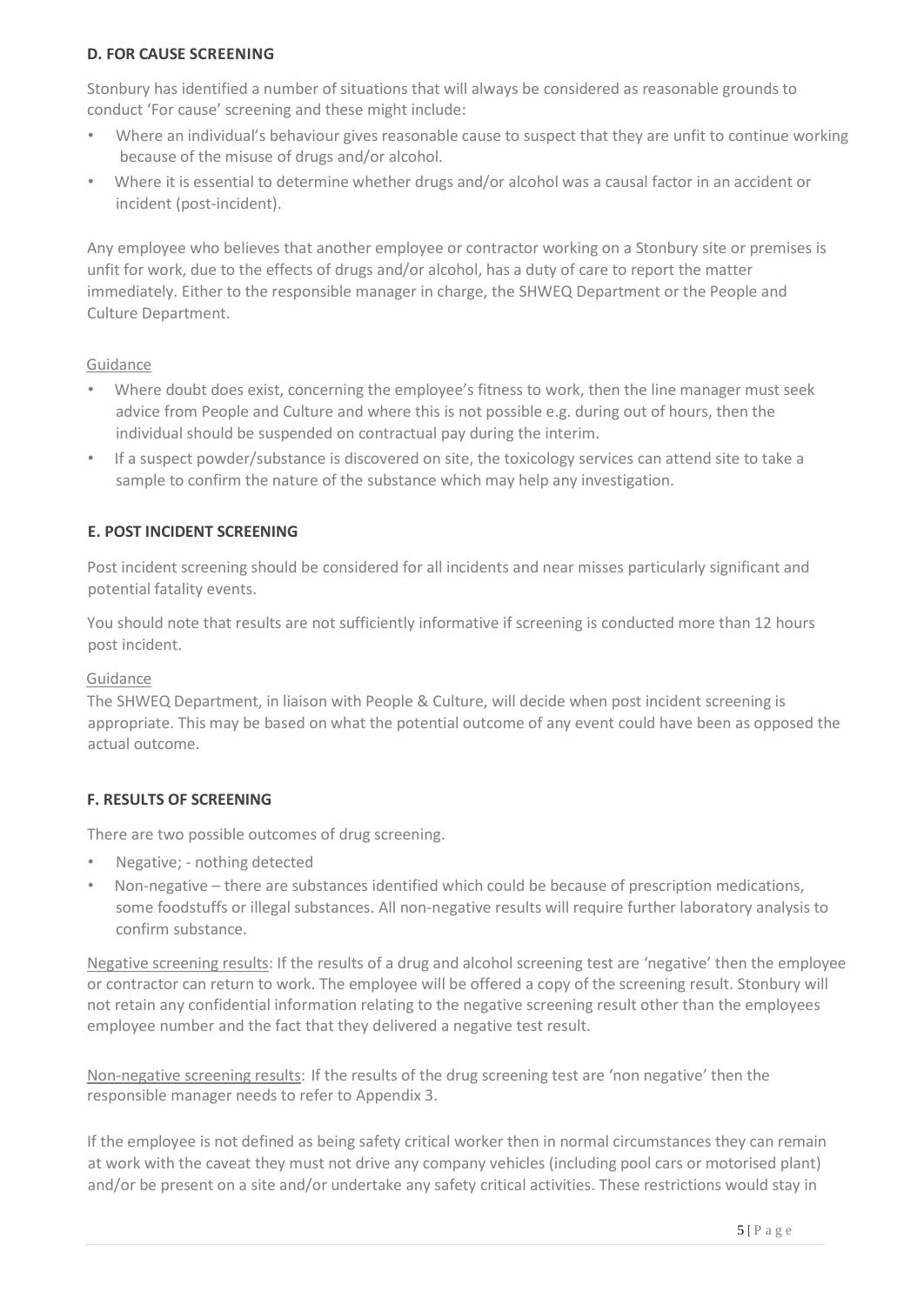### D. FOR CAUSE SCREENING

Stonbury has identified a number of situations that will always be considered as reasonable grounds to conduct 'For cause' screening and these might include:

- Where an individual's behaviour gives reasonable cause to suspect that they are unfit to continue working because of the misuse of drugs and/or alcohol.
- Where it is essential to determine whether drugs and/or alcohol was a causal factor in an accident or incident (post-incident).

Any employee who believes that another employee or contractor working on a Stonbury site or premises is unfit for work, due to the effects of drugs and/or alcohol, has a duty of care to report the matter immediately. Either to the responsible manager in charge, the SHWEQ Department or the People and Culture Department.

Guidance

- Where doubt does exist, concerning the employee's fitness to work, then the line manager must seek advice from People and Culture and where this is not possible e.g. during out of hours, then the individual should be suspended on contractual pay during the interim.
- If a suspect powder/substance is discovered on site, the toxicology services can attend site to take a sample to confirm the nature of the substance which may help any investigation.

### E. POST INCIDENT SCREENING

Post incident screening should be considered for all incidents and near misses particularly significant and potential fatality events.

You should note that results are not sufficiently informative if screening is conducted more than 12 hours post incident.

Guidance

The SHWEQ Department, in liaison with People & Culture, will decide when post incident screening is appropriate. This may be based on what the potential outcome of any event could have been as opposed the actual outcome.

### F. RESULTS OF SCREENING

There are two possible outcomes of drug screening.

- Negative; - nothing detected
- Non-negative – there are substances identified which could be because of prescription medications, some foodstuffs or illegal substances. All non-negative results will require further laboratory analysis to confirm substance.

Negative screening results: If the results of a drug and alcohol screening test are 'negative' then the employee or contractor can return to work. The employee will be offered a copy of the screening result. Stonbury will not retain any confidential information relating to the negative screening result other than the employees employee number and the fact that they delivered a negative test result.

Non-negative screening results: If the results of the drug screening test are 'non negative' then the responsible manager needs to refer to Appendix 3.

If the employee is not defined as being safety critical worker then in normal circumstances they can remain at work with the caveat they must not drive any company vehicles (including pool cars or motorised plant) and/or be present on a site and/or undertake any safety critical activities. These restrictions would stay in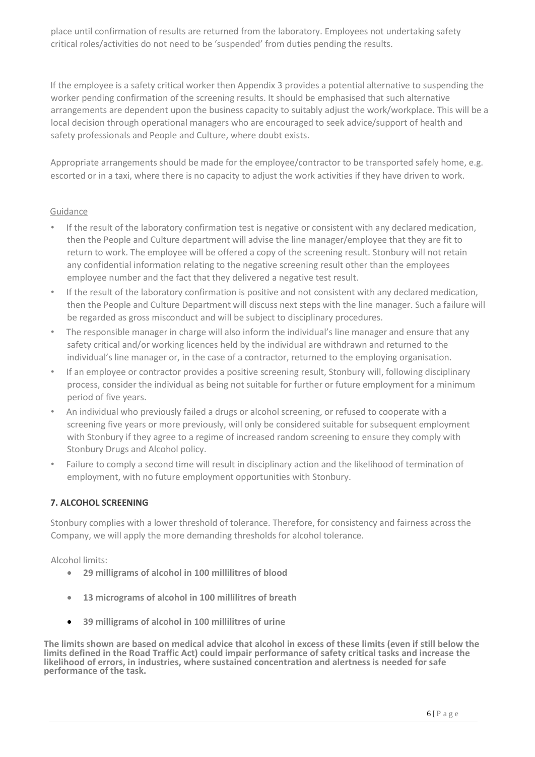place until confirmation of results are returned from the laboratory. Employees not undertaking safety critical roles/activities do not need to be 'suspended' from duties pending the results.

If the employee is a safety critical worker then Appendix 3 provides a potential alternative to suspending the worker pending confirmation of the screening results. It should be emphasised that such alternative arrangements are dependent upon the business capacity to suitably adjust the work/workplace. This will be a local decision through operational managers who are encouraged to seek advice/support of health and safety professionals and People and Culture, where doubt exists.

Appropriate arrangements should be made for the employee/contractor to be transported safely home, e.g. escorted or in a taxi, where there is no capacity to adjust the work activities if they have driven to work.

Guidance

- If the result of the laboratory confirmation test is negative or consistent with any declared medication, then the People and Culture department will advise the line manager/employee that they are fit to return to work. The employee will be offered a copy of the screening result. Stonbury will not retain any confidential information relating to the negative screening result other than the employees employee number and the fact that they delivered a negative test result.
- If the result of the laboratory confirmation is positive and not consistent with any declared medication, then the People and Culture Department will discuss next steps with the line manager. Such a failure will be regarded as gross misconduct and will be subject to disciplinary procedures.
- The responsible manager in charge will also inform the individual's line manager and ensure that any safety critical and/or working licences held by the individual are withdrawn and returned to the individual's line manager or, in the case of a contractor, returned to the employing organisation.
- If an employee or contractor provides a positive screening result, Stonbury will, following disciplinary process, consider the individual as being not suitable for further or future employment for a minimum period of five years.
- An individual who previously failed a drugs or alcohol screening, or refused to cooperate with a screening five years or more previously, will only be considered suitable for subsequent employment with Stonbury if they agree to a regime of increased random screening to ensure they comply with Stonbury Drugs and Alcohol policy.
- Failure to comply a second time will result in disciplinary action and the likelihood of termination of employment, with no future employment opportunities with Stonbury.

## 7. ALCOHOL SCREENING

Stonbury complies with a lower threshold of tolerance. Therefore, for consistency and fairness across the Company, we will apply the more demanding thresholds for alcohol tolerance.

Alcohol limits:

- **29 milligrams of alcohol in 100 millilitres of blood**
- **13 micrograms of alcohol in 100 millilitres of breath**
- **39 milligrams of alcohol in 100 millilitres of urine**

**The limits shown are based on medical advice that alcohol in excess of these limits (even if still below the limits defined in the Road Traffic Act) could impair performance of safety critical tasks and increase the likelihood of errors, in industries, where sustained concentration and alertness is needed for safe performance of the task.**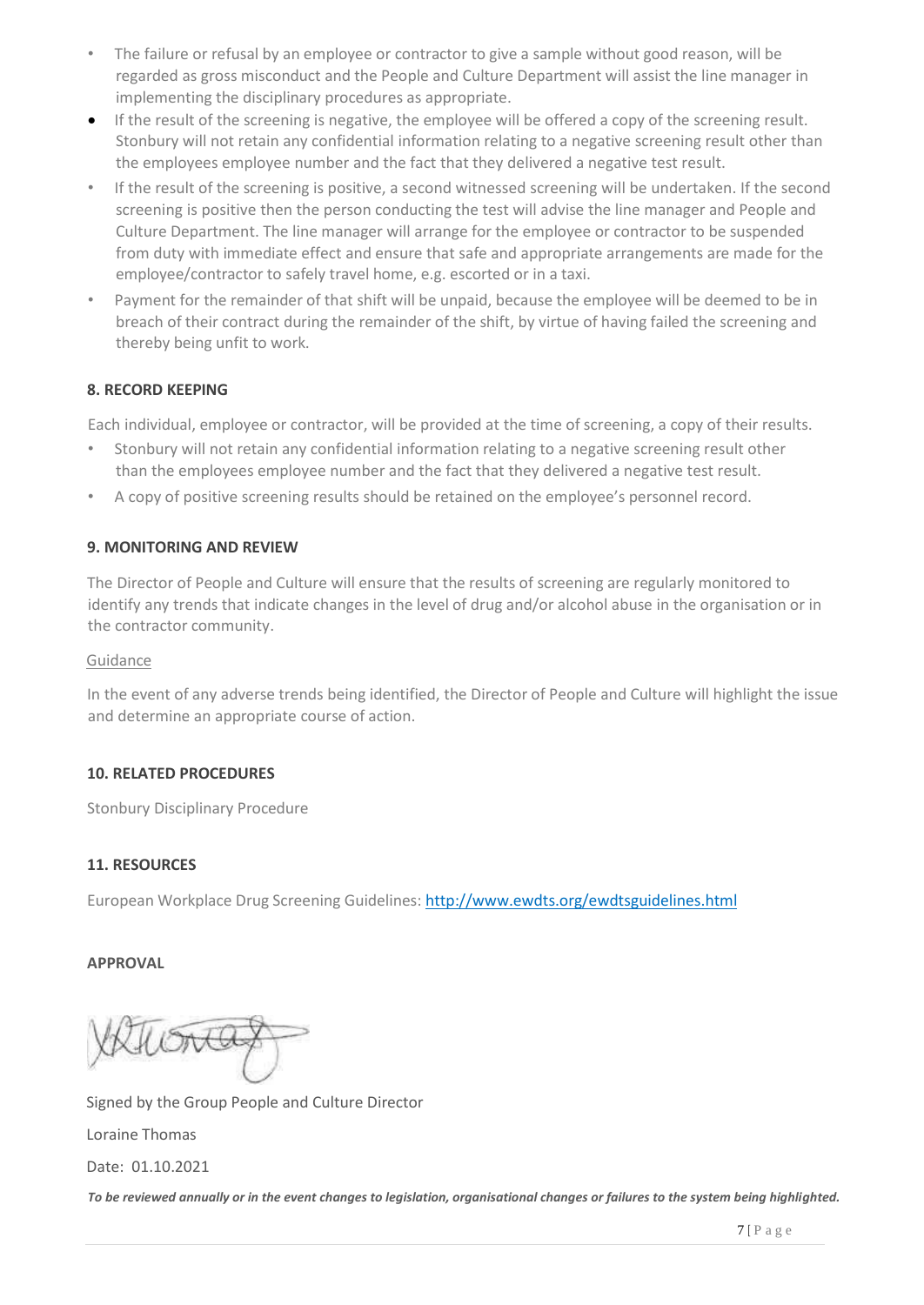- The failure or refusal by an employee or contractor to give a sample without good reason, will be regarded as gross misconduct and the People and Culture Department will assist the line manager in implementing the disciplinary procedures as appropriate.
- If the result of the screening is negative, the employee will be offered a copy of the screening result. Stonbury will not retain any confidential information relating to a negative screening result other than the employees employee number and the fact that they delivered a negative test result.
- If the result of the screening is positive, a second witnessed screening will be undertaken. If the second screening is positive then the person conducting the test will advise the line manager and People and Culture Department. The line manager will arrange for the employee or contractor to be suspended from duty with immediate effect and ensure that safe and appropriate arrangements are made for the employee/contractor to safely travel home, e.g. escorted or in a taxi.
- Payment for the remainder of that shift will be unpaid, because the employee will be deemed to be in breach of their contract during the remainder of the shift, by virtue of having failed the screening and thereby being unfit to work.

**8. RECORD KEEPING**

Each individual, employee or contractor, will be provided at the time of screening, a copy of their results.

- Stonbury will not retain any confidential information relating to a negative screening result other than the employees employee number and the fact that they delivered a negative test result.
- A copy of positive screening results should be retained on the employee's personnel record.

**9. MONITORING AND REVIEW**

The Director of People and Culture will ensure that the results of screening are regularly monitored to identify any trends that indicate changes in the level of drug and/or alcohol abuse in the organisation or in the contractor community.

Guidance

In the event of any adverse trends being identified, the Director of People and Culture will highlight the issue and determine an appropriate course of action.

**10. RELATED PROCEDURES**

Stonbury Disciplinary Procedure

**11. RESOURCES**

European Workplace Drug Screening Guidelines: [http://www.ewdts.org/ewdtsguidelines.html](http://www.ewdts.org/ewdtsguidelines.html)

**APPROVAL**

Signed by the Group People and Culture Director

Loraine Thomas

Date: 01.10.2021

***To be reviewed annually or in the event changes to legislation, organisational changes or failures to the system being highlighted.***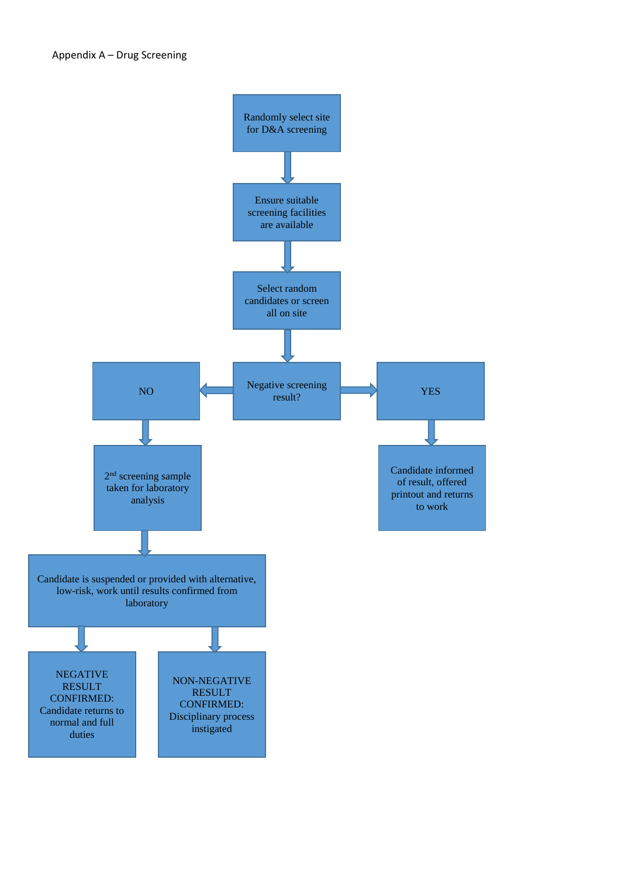Appendix A – Drug Screening

Randomly select site for D&A screening

Ensure suitable screening facilities are available

Select random candidates or screen all on site

Negative screening result?

NO

2nd screening sample taken for laboratory analysis

Candidate is suspended or provided with alternative, low-risk, work until results confirmed from laboratory

NEGATIVE RESULT CONFIRMED: Candidate returns to normal and full duties

NON-NEGATIVE RESULT CONFIRMED: Disciplinary process instigated

YES

Candidate informed of result, offered printout and returns to work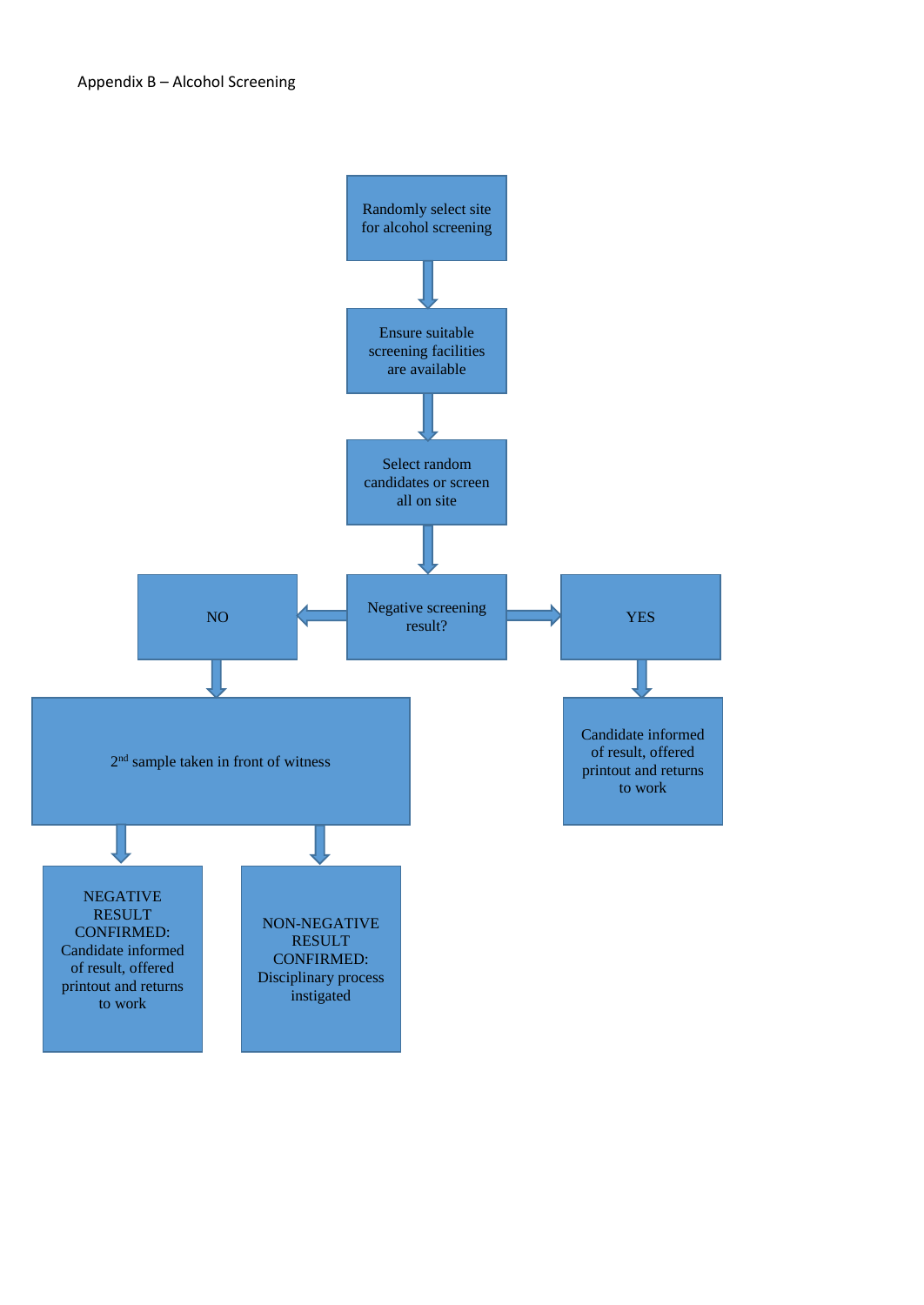Appendix B – Alcohol Screening

Randomly select site for alcohol screening

↓

Ensure suitable screening facilities are available

↓

Select random candidates or screen all on site

↓

Negative screening result?

- NO
  - 2nd sample taken in front of witness
    - NEGATIVE RESULT CONFIRMED: Candidate informed of result, offered printout and returns to work
    - NON-NEGATIVE RESULT CONFIRMED: Disciplinary process instigated
- YES
  - Candidate informed of result, offered printout and returns to work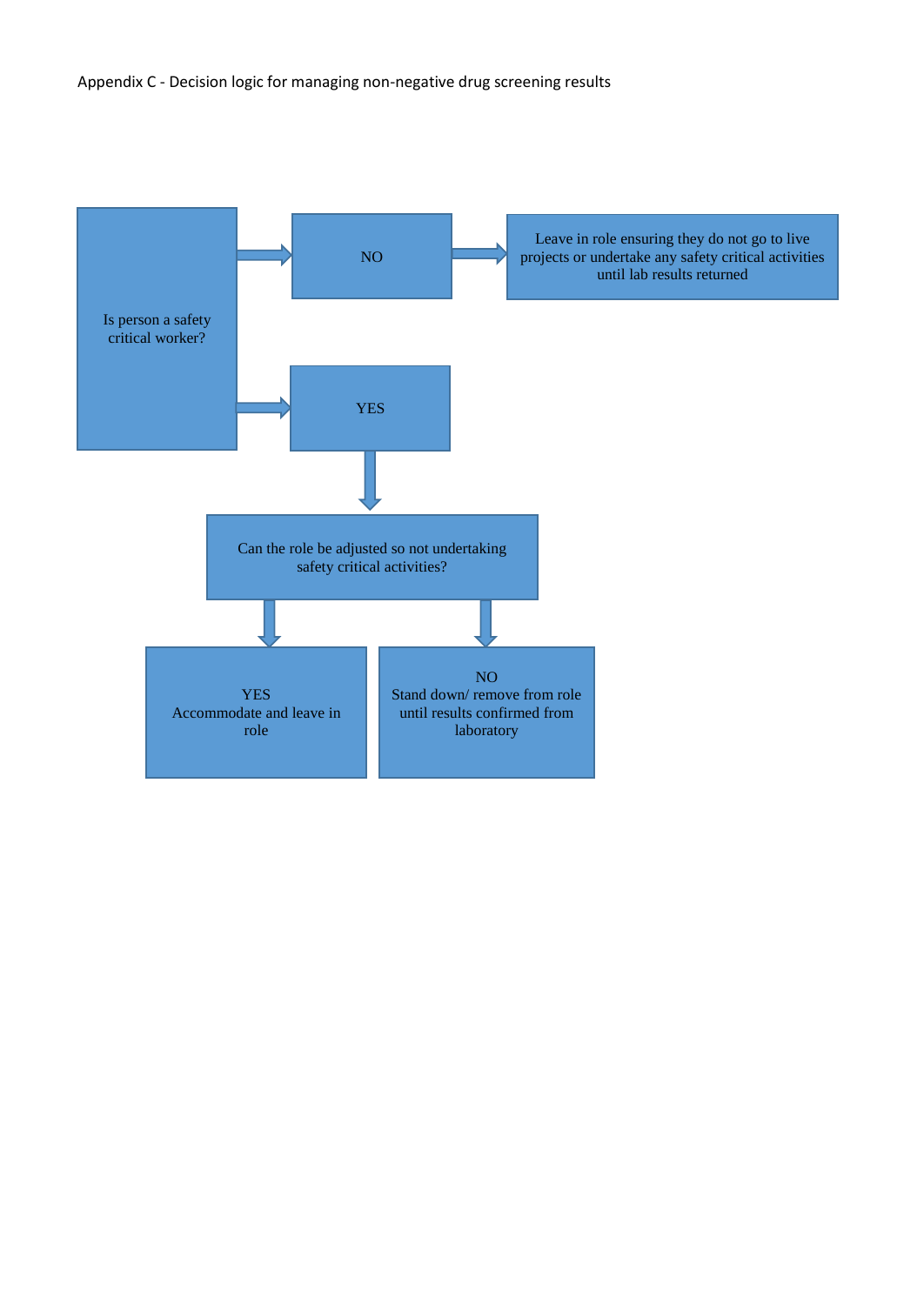Appendix C - Decision logic for managing non-negative drug screening results

Is person a safety critical worker?

NO

Leave in role ensuring they do not go to live projects or undertake any safety critical activities until lab results returned

YES

Can the role be adjusted so not undertaking safety critical activities?

YES
Accommodate and leave in role

NO
Stand down/ remove from role until results confirmed from laboratory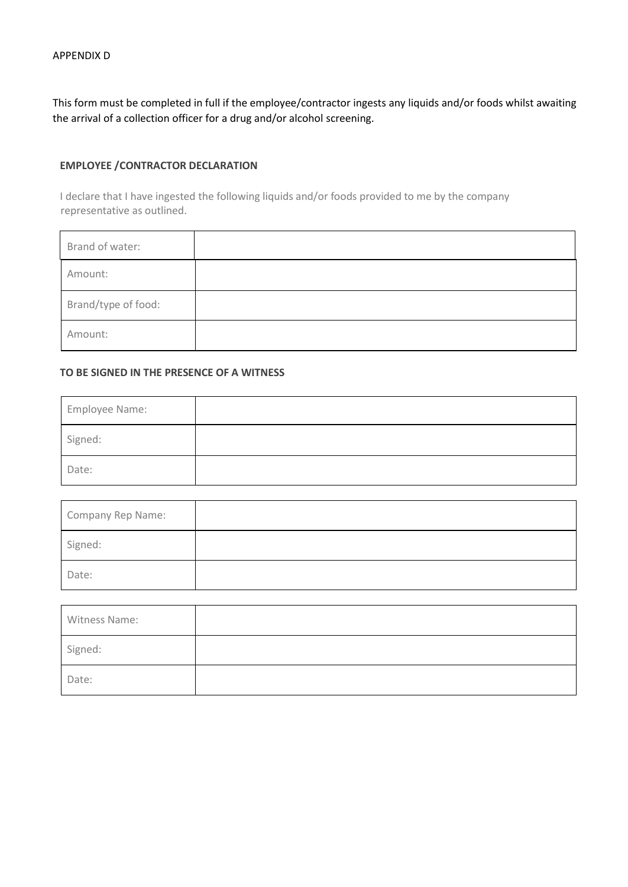APPENDIX D

This form must be completed in full if the employee/contractor ingests any liquids and/or foods whilst awaiting the arrival of a collection officer for a drug and/or alcohol screening.

**EMPLOYEE /CONTRACTOR DECLARATION**

I declare that I have ingested the following liquids and/or foods provided to me by the company representative as outlined.

| Brand of water: | |
|---|---|
| Amount: | |
| Brand/type of food: | |
| Amount: | |

**TO BE SIGNED IN THE PRESENCE OF A WITNESS**

| Employee Name: | |
|---|---|
| Signed: | |
| Date: | |

| Company Rep Name: | |
|---|---|
| Signed: | |
| Date: | |

| Witness Name: | |
|---|---|
| Signed: | |
| Date: | |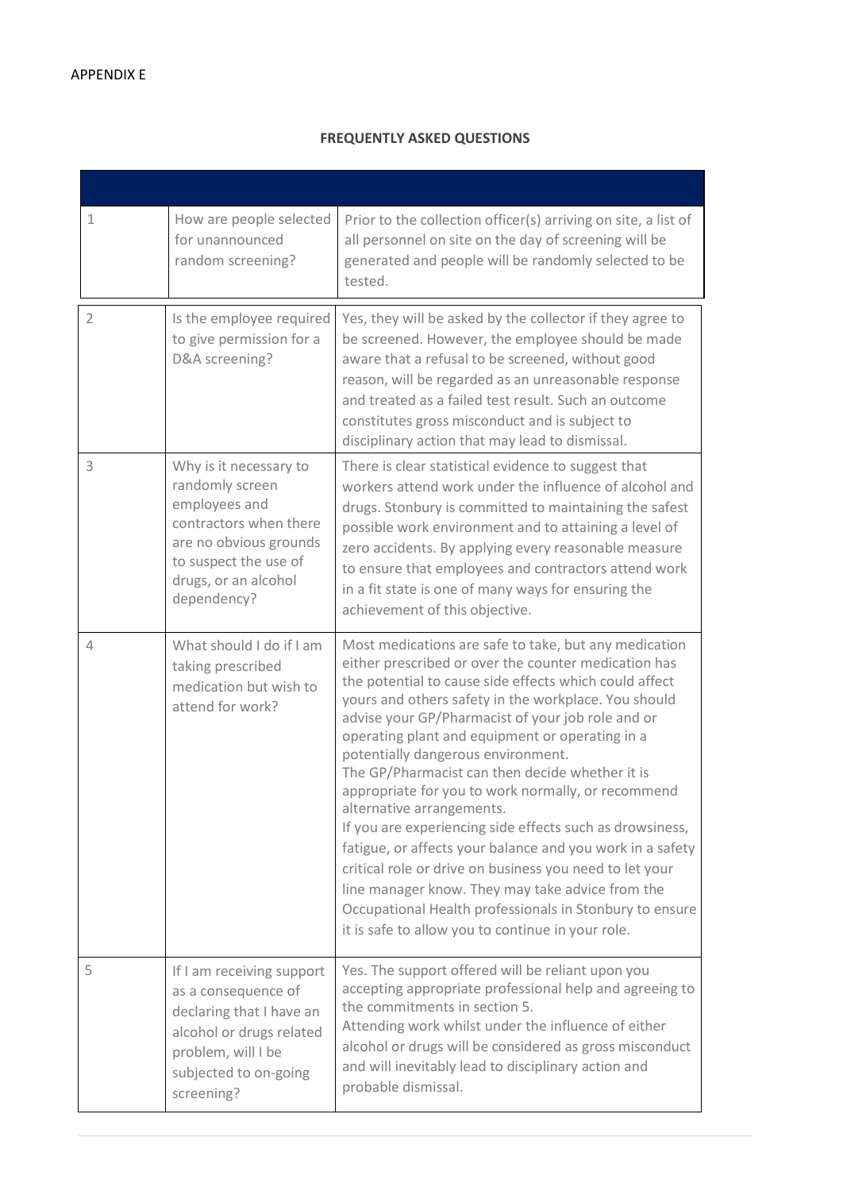APPENDIX E

## FREQUENTLY ASKED QUESTIONS

| | | |
|---|---|---|
| 1 | How are people selected for unannounced random screening? | Prior to the collection officer(s) arriving on site, a list of all personnel on site on the day of screening will be generated and people will be randomly selected to be tested. |
| 2 | Is the employee required to give permission for a D&A screening? | Yes, they will be asked by the collector if they agree to be screened. However, the employee should be made aware that a refusal to be screened, without good reason, will be regarded as an unreasonable response and treated as a failed test result. Such an outcome constitutes gross misconduct and is subject to disciplinary action that may lead to dismissal. |
| 3 | Why is it necessary to randomly screen employees and contractors when there are no obvious grounds to suspect the use of drugs, or an alcohol dependency? | There is clear statistical evidence to suggest that workers attend work under the influence of alcohol and drugs. Stonbury is committed to maintaining the safest possible work environment and to attaining a level of zero accidents. By applying every reasonable measure to ensure that employees and contractors attend work in a fit state is one of many ways for ensuring the achievement of this objective. |
| 4 | What should I do if I am taking prescribed medication but wish to attend for work? | Most medications are safe to take, but any medication either prescribed or over the counter medication has the potential to cause side effects which could affect yours and others safety in the workplace. You should advise your GP/Pharmacist of your job role and or operating plant and equipment or operating in a potentially dangerous environment.<br>The GP/Pharmacist can then decide whether it is appropriate for you to work normally, or recommend alternative arrangements.<br>If you are experiencing side effects such as drowsiness, fatigue, or affects your balance and you work in a safety critical role or drive on business you need to let your line manager know. They may take advice from the Occupational Health professionals in Stonbury to ensure it is safe to allow you to continue in your role. |
| 5 | If I am receiving support as a consequence of declaring that I have an alcohol or drugs related problem, will I be subjected to on-going screening? | Yes. The support offered will be reliant upon you accepting appropriate professional help and agreeing to the commitments in section 5.<br>Attending work whilst under the influence of either alcohol or drugs will be considered as gross misconduct and will inevitably lead to disciplinary action and probable dismissal. |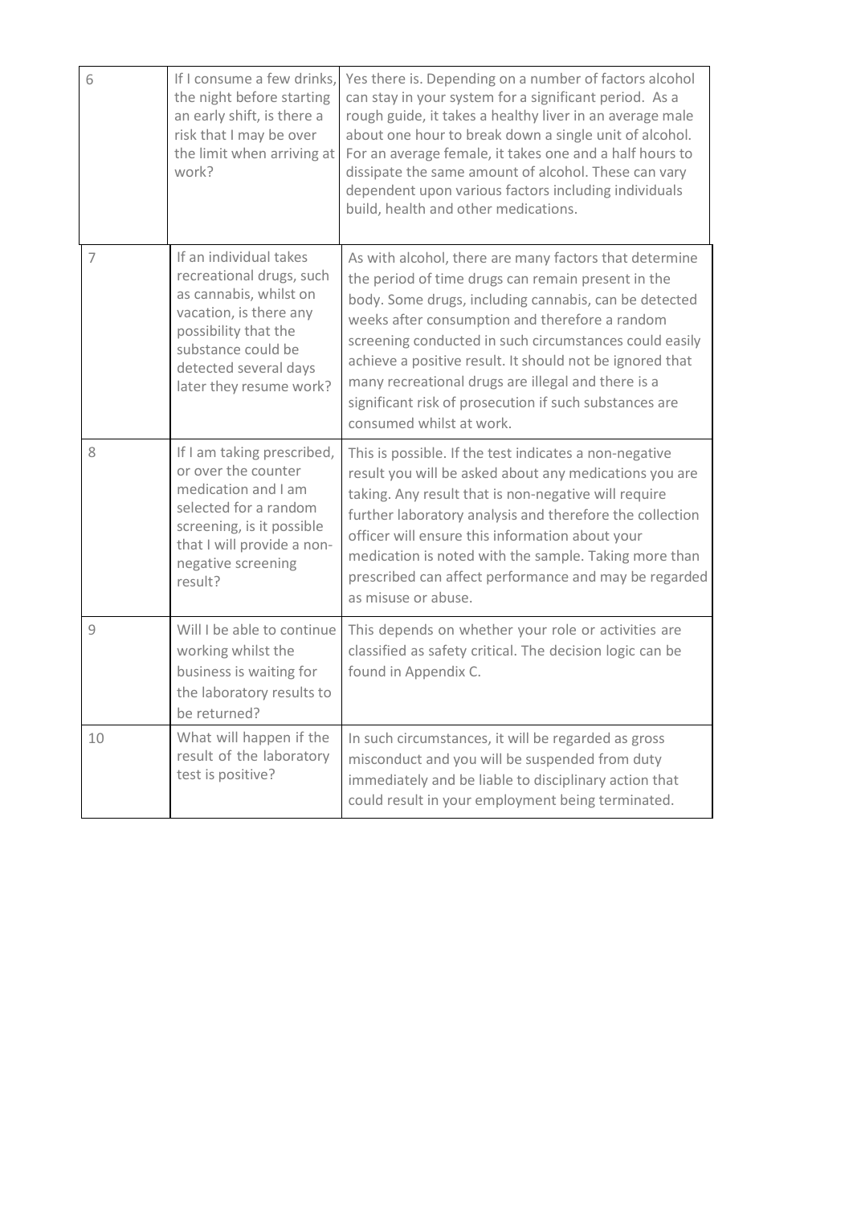| | | |
|---|---|---|
| 6 | If I consume a few drinks, the night before starting an early shift, is there a risk that I may be over the limit when arriving at work? | Yes there is. Depending on a number of factors alcohol can stay in your system for a significant period. As a rough guide, it takes a healthy liver in an average male about one hour to break down a single unit of alcohol. For an average female, it takes one and a half hours to dissipate the same amount of alcohol. These can vary dependent upon various factors including individuals build, health and other medications. |
| 7 | If an individual takes recreational drugs, such as cannabis, whilst on vacation, is there any possibility that the substance could be detected several days later they resume work? | As with alcohol, there are many factors that determine the period of time drugs can remain present in the body. Some drugs, including cannabis, can be detected weeks after consumption and therefore a random screening conducted in such circumstances could easily achieve a positive result. It should not be ignored that many recreational drugs are illegal and there is a significant risk of prosecution if such substances are consumed whilst at work. |
| 8 | If I am taking prescribed, or over the counter medication and I am selected for a random screening, is it possible that I will provide a non-negative screening result? | This is possible. If the test indicates a non-negative result you will be asked about any medications you are taking. Any result that is non-negative will require further laboratory analysis and therefore the collection officer will ensure this information about your medication is noted with the sample. Taking more than prescribed can affect performance and may be regarded as misuse or abuse. |
| 9 | Will I be able to continue working whilst the business is waiting for the laboratory results to be returned? | This depends on whether your role or activities are classified as safety critical. The decision logic can be found in Appendix C. |
| 10 | What will happen if the result of the laboratory test is positive? | In such circumstances, it will be regarded as gross misconduct and you will be suspended from duty immediately and be liable to disciplinary action that could result in your employment being terminated. |